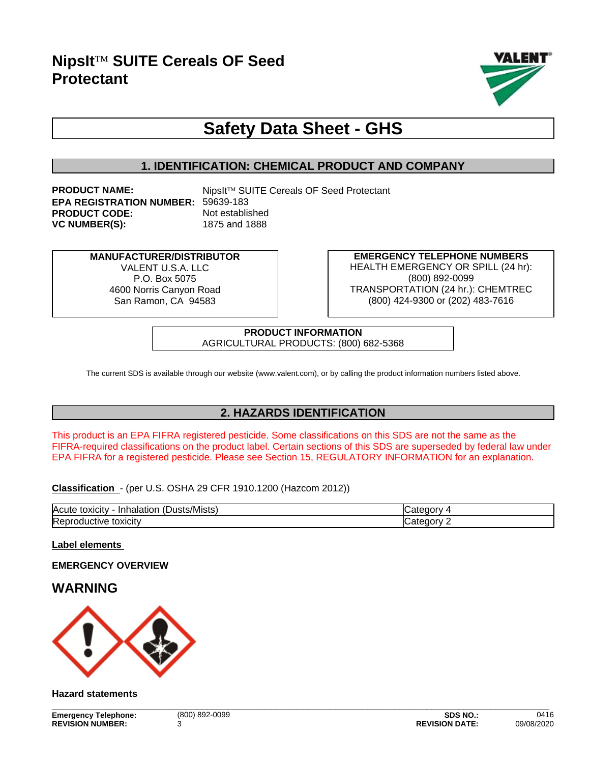# NipsIt™ SUITE Cereals OF Seed Protectant

## Safety Data Sheet - GHS

## 1. IDENTIFICATION: CHEMICAL PRODUCT AND COMPANY

**PRODUCT NAME:** NipsIt™ SUITE Cereals OF Seed Protectant
**EPA REGISTRATION NUMBER:** 59639-183
**PRODUCT CODE:** Not established
**VC NUMBER(S):** 1875 and 1888

**MANUFACTURER/DISTRIBUTOR**
VALENT U.S.A. LLC
P.O. Box 5075
4600 Norris Canyon Road
San Ramon, CA 94583

**EMERGENCY TELEPHONE NUMBERS**
HEALTH EMERGENCY OR SPILL (24 hr):
(800) 892-0099
TRANSPORTATION (24 hr.): CHEMTREC
(800) 424-9300 or (202) 483-7616

**PRODUCT INFORMATION**
AGRICULTURAL PRODUCTS: (800) 682-5368

The current SDS is available through our website (www.valent.com), or by calling the product information numbers listed above.

## 2. HAZARDS IDENTIFICATION

This product is an EPA FIFRA registered pesticide. Some classifications on this SDS are not the same as the FIFRA-required classifications on the product label. Certain sections of this SDS are superseded by federal law under EPA FIFRA for a registered pesticide. Please see Section 15, REGULATORY INFORMATION for an explanation.

**Classification** - (per U.S. OSHA 29 CFR 1910.1200 (Hazcom 2012))

| Hazard | Category |
|---|---|
| Acute toxicity - Inhalation (Dusts/Mists) | Category 4 |
| Reproductive toxicity | Category 2 |

**Label elements**

**EMERGENCY OVERVIEW**

## WARNING

**Hazard statements**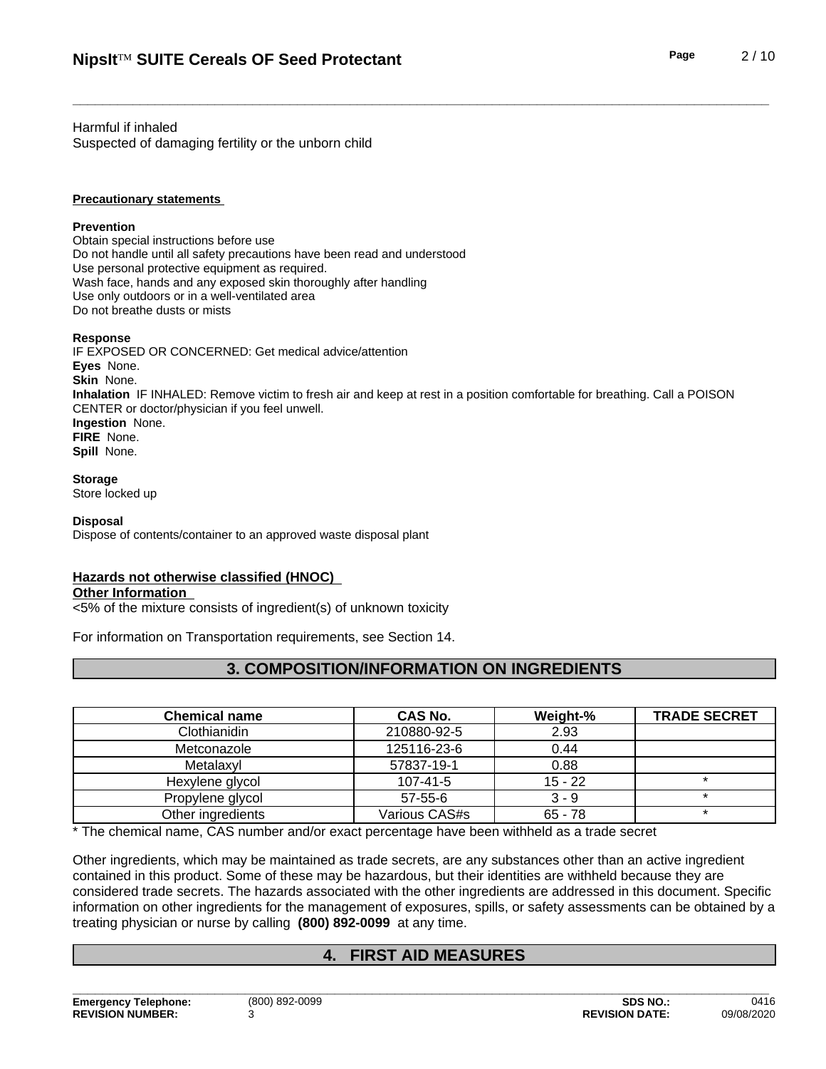Harmful if inhaled
Suspected of damaging fertility or the unborn child

**Precautionary statements**

**Prevention**
Obtain special instructions before use
Do not handle until all safety precautions have been read and understood
Use personal protective equipment as required.
Wash face, hands and any exposed skin thoroughly after handling
Use only outdoors or in a well-ventilated area
Do not breathe dusts or mists

**Response**
IF EXPOSED OR CONCERNED: Get medical advice/attention
**Eyes** None.
**Skin** None.
**Inhalation** IF INHALED: Remove victim to fresh air and keep at rest in a position comfortable for breathing. Call a POISON CENTER or doctor/physician if you feel unwell.
**Ingestion** None.
**FIRE** None.
**Spill** None.

**Storage**
Store locked up

**Disposal**
Dispose of contents/container to an approved waste disposal plant

**Hazards not otherwise classified (HNOC)**
**Other Information**
<5% of the mixture consists of ingredient(s) of unknown toxicity

For information on Transportation requirements, see Section 14.

## 3. COMPOSITION/INFORMATION ON INGREDIENTS

| Chemical name | CAS No. | Weight-% | TRADE SECRET |
|---|---|---|---|
| Clothianidin | 210880-92-5 | 2.93 | |
| Metconazole | 125116-23-6 | 0.44 | |
| Metalaxyl | 57837-19-1 | 0.88 | |
| Hexylene glycol | 107-41-5 | 15 - 22 | * |
| Propylene glycol | 57-55-6 | 3 - 9 | * |
| Other ingredients | Various CAS#s | 65 - 78 | * |

* The chemical name, CAS number and/or exact percentage have been withheld as a trade secret

Other ingredients, which may be maintained as trade secrets, are any substances other than an active ingredient contained in this product. Some of these may be hazardous, but their identities are withheld because they are considered trade secrets. The hazards associated with the other ingredients are addressed in this document. Specific information on other ingredients for the management of exposures, spills, or safety assessments can be obtained by a treating physician or nurse by calling **(800) 892-0099** at any time.

## 4. FIRST AID MEASURES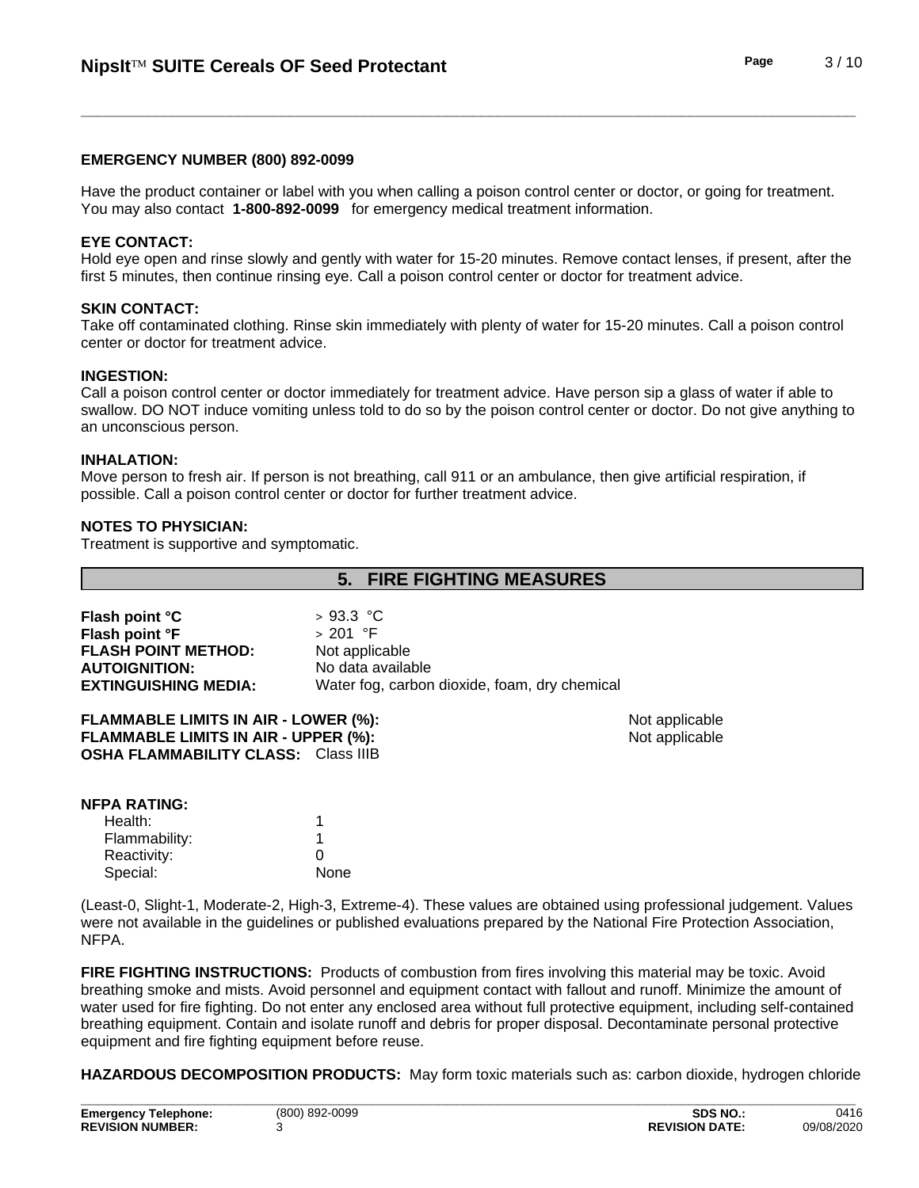**EMERGENCY NUMBER (800) 892-0099**

Have the product container or label with you when calling a poison control center or doctor, or going for treatment. You may also contact **1-800-892-0099** for emergency medical treatment information.

**EYE CONTACT:**
Hold eye open and rinse slowly and gently with water for 15-20 minutes. Remove contact lenses, if present, after the first 5 minutes, then continue rinsing eye. Call a poison control center or doctor for treatment advice.

**SKIN CONTACT:**
Take off contaminated clothing. Rinse skin immediately with plenty of water for 15-20 minutes. Call a poison control center or doctor for treatment advice.

**INGESTION:**
Call a poison control center or doctor immediately for treatment advice. Have person sip a glass of water if able to swallow. DO NOT induce vomiting unless told to do so by the poison control center or doctor. Do not give anything to an unconscious person.

**INHALATION:**
Move person to fresh air. If person is not breathing, call 911 or an ambulance, then give artificial respiration, if possible. Call a poison control center or doctor for further treatment advice.

**NOTES TO PHYSICIAN:**
Treatment is supportive and symptomatic.

## 5. FIRE FIGHTING MEASURES

**Flash point °C** > 93.3 °C
**Flash point °F** > 201 °F
**FLASH POINT METHOD:** Not applicable
**AUTOIGNITION:** No data available
**EXTINGUISHING MEDIA:** Water fog, carbon dioxide, foam, dry chemical

**FLAMMABLE LIMITS IN AIR - LOWER (%):** Not applicable
**FLAMMABLE LIMITS IN AIR - UPPER (%):** Not applicable
**OSHA FLAMMABILITY CLASS:** Class IIIB

**NFPA RATING:**

| | |
|---|---|
| Health: | 1 |
| Flammability: | 1 |
| Reactivity: | 0 |
| Special: | None |

(Least-0, Slight-1, Moderate-2, High-3, Extreme-4). These values are obtained using professional judgement. Values were not available in the guidelines or published evaluations prepared by the National Fire Protection Association, NFPA.

**FIRE FIGHTING INSTRUCTIONS:** Products of combustion from fires involving this material may be toxic. Avoid breathing smoke and mists. Avoid personnel and equipment contact with fallout and runoff. Minimize the amount of water used for fire fighting. Do not enter any enclosed area without full protective equipment, including self-contained breathing equipment. Contain and isolate runoff and debris for proper disposal. Decontaminate personal protective equipment and fire fighting equipment before reuse.

**HAZARDOUS DECOMPOSITION PRODUCTS:** May form toxic materials such as: carbon dioxide, hydrogen chloride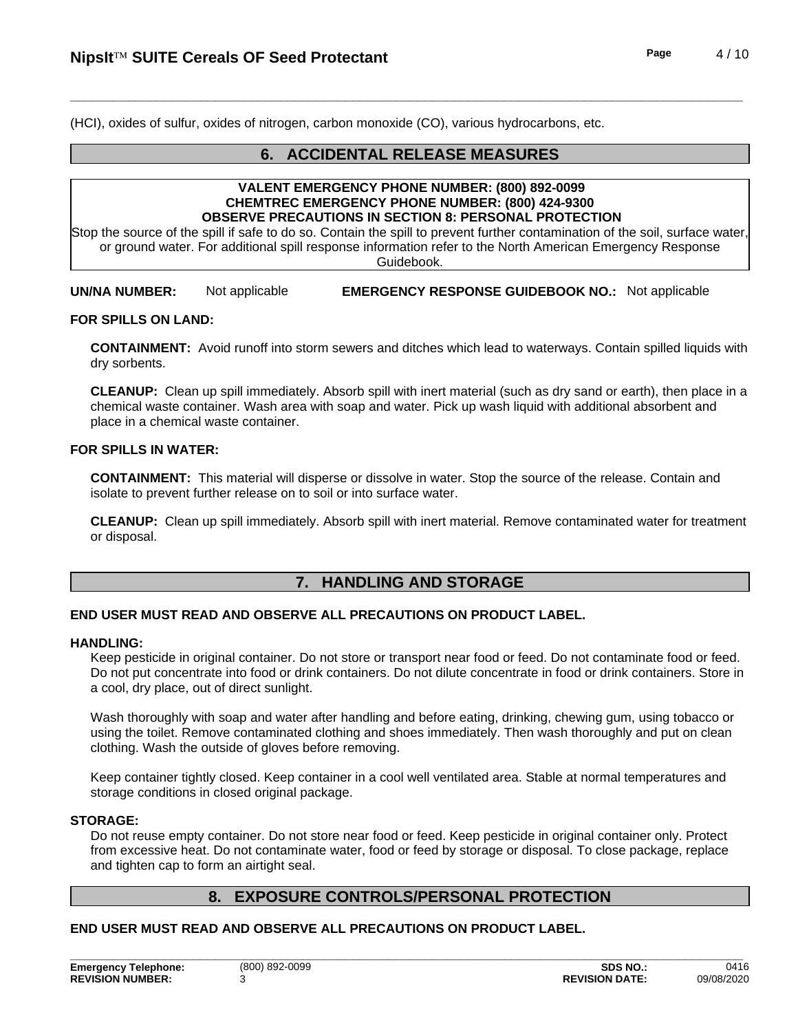(HCl), oxides of sulfur, oxides of nitrogen, carbon monoxide (CO), various hydrocarbons, etc.

## 6. ACCIDENTAL RELEASE MEASURES

**VALENT EMERGENCY PHONE NUMBER: (800) 892-0099**
**CHEMTREC EMERGENCY PHONE NUMBER: (800) 424-9300**
**OBSERVE PRECAUTIONS IN SECTION 8: PERSONAL PROTECTION**

Stop the source of the spill if safe to do so. Contain the spill to prevent further contamination of the soil, surface water, or ground water. For additional spill response information refer to the North American Emergency Response Guidebook.

**UN/NA NUMBER:** Not applicable **EMERGENCY RESPONSE GUIDEBOOK NO.:** Not applicable

**FOR SPILLS ON LAND:**

**CONTAINMENT:** Avoid runoff into storm sewers and ditches which lead to waterways. Contain spilled liquids with dry sorbents.

**CLEANUP:** Clean up spill immediately. Absorb spill with inert material (such as dry sand or earth), then place in a chemical waste container. Wash area with soap and water. Pick up wash liquid with additional absorbent and place in a chemical waste container.

**FOR SPILLS IN WATER:**

**CONTAINMENT:** This material will disperse or dissolve in water. Stop the source of the release. Contain and isolate to prevent further release on to soil or into surface water.

**CLEANUP:** Clean up spill immediately. Absorb spill with inert material. Remove contaminated water for treatment or disposal.

## 7. HANDLING AND STORAGE

**END USER MUST READ AND OBSERVE ALL PRECAUTIONS ON PRODUCT LABEL.**

**HANDLING:**

Keep pesticide in original container. Do not store or transport near food or feed. Do not contaminate food or feed. Do not put concentrate into food or drink containers. Do not dilute concentrate in food or drink containers. Store in a cool, dry place, out of direct sunlight.

Wash thoroughly with soap and water after handling and before eating, drinking, chewing gum, using tobacco or using the toilet. Remove contaminated clothing and shoes immediately. Then wash thoroughly and put on clean clothing. Wash the outside of gloves before removing.

Keep container tightly closed. Keep container in a cool well ventilated area. Stable at normal temperatures and storage conditions in closed original package.

**STORAGE:**

Do not reuse empty container. Do not store near food or feed. Keep pesticide in original container only. Protect from excessive heat. Do not contaminate water, food or feed by storage or disposal. To close package, replace and tighten cap to form an airtight seal.

## 8. EXPOSURE CONTROLS/PERSONAL PROTECTION

**END USER MUST READ AND OBSERVE ALL PRECAUTIONS ON PRODUCT LABEL.**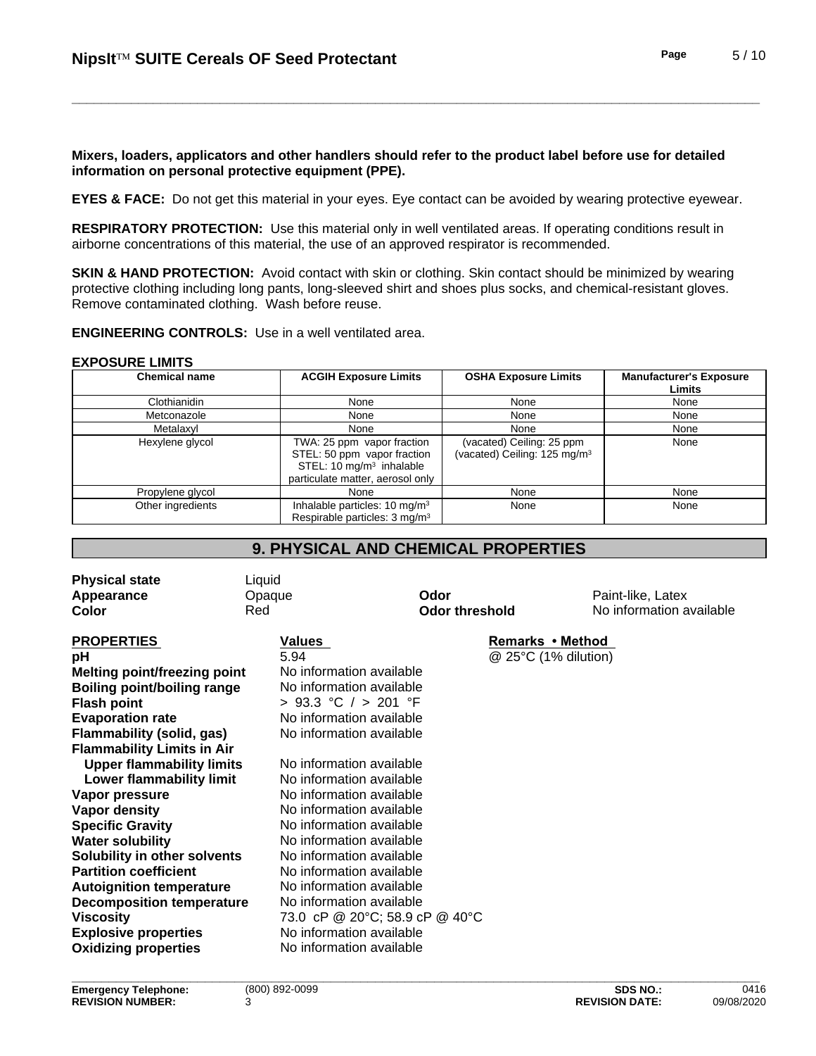**Mixers, loaders, applicators and other handlers should refer to the product label before use for detailed information on personal protective equipment (PPE).**

**EYES & FACE:** Do not get this material in your eyes. Eye contact can be avoided by wearing protective eyewear.

**RESPIRATORY PROTECTION:** Use this material only in well ventilated areas. If operating conditions result in airborne concentrations of this material, the use of an approved respirator is recommended.

**SKIN & HAND PROTECTION:** Avoid contact with skin or clothing. Skin contact should be minimized by wearing protective clothing including long pants, long-sleeved shirt and shoes plus socks, and chemical-resistant gloves. Remove contaminated clothing. Wash before reuse.

**ENGINEERING CONTROLS:** Use in a well ventilated area.

**EXPOSURE LIMITS**

| Chemical name | ACGIH Exposure Limits | OSHA Exposure Limits | Manufacturer's Exposure Limits |
|---|---|---|---|
| Clothianidin | None | None | None |
| Metconazole | None | None | None |
| Metalaxyl | None | None | None |
| Hexylene glycol | TWA: 25 ppm vapor fraction<br>STEL: 50 ppm vapor fraction<br>STEL: 10 mg/m$^3$ inhalable particulate matter, aerosol only | (vacated) Ceiling: 25 ppm<br>(vacated) Ceiling: 125 mg/m$^3$ | None |
| Propylene glycol | None | None | None |
| Other ingredients | Inhalable particles: 10 mg/m$^3$<br>Respirable particles: 3 mg/m$^3$ | None | None |

## 9. PHYSICAL AND CHEMICAL PROPERTIES

**Physical state** Liquid
**Appearance** Opaque
**Color** Red
**Odor** Paint-like, Latex
**Odor threshold** No information available

| PROPERTIES | Values | Remarks • Method |
|---|---|---|
| **pH** | 5.94 | @ 25°C (1% dilution) |
| **Melting point/freezing point** | No information available | |
| **Boiling point/boiling range** | No information available | |
| **Flash point** | > 93.3 °C / > 201 °F | |
| **Evaporation rate** | No information available | |
| **Flammability (solid, gas)** | No information available | |
| **Flammability Limits in Air** | | |
| **Upper flammability limits** | No information available | |
| **Lower flammability limit** | No information available | |
| **Vapor pressure** | No information available | |
| **Vapor density** | No information available | |
| **Specific Gravity** | No information available | |
| **Water solubility** | No information available | |
| **Solubility in other solvents** | No information available | |
| **Partition coefficient** | No information available | |
| **Autoignition temperature** | No information available | |
| **Decomposition temperature** | No information available | |
| **Viscosity** | 73.0 cP @ 20°C; 58.9 cP @ 40°C | |
| **Explosive properties** | No information available | |
| **Oxidizing properties** | No information available | |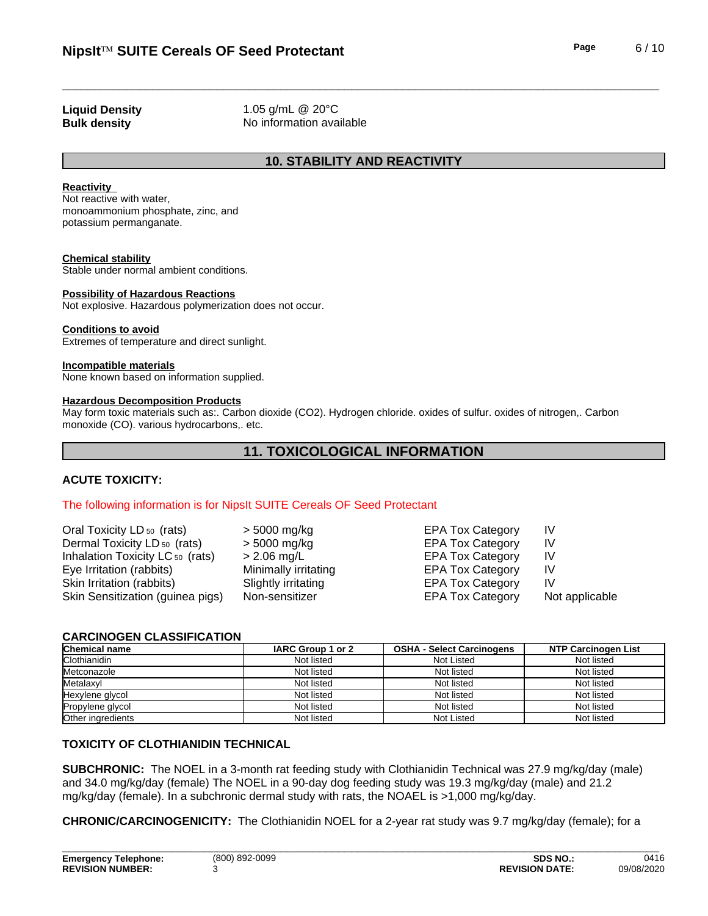**Liquid Density** 1.05 g/mL @ 20°C
**Bulk density** No information available

## 10. STABILITY AND REACTIVITY

**Reactivity**
Not reactive with water, monoammonium phosphate, zinc, and potassium permanganate.

**Chemical stability**
Stable under normal ambient conditions.

**Possibility of Hazardous Reactions**
Not explosive. Hazardous polymerization does not occur.

**Conditions to avoid**
Extremes of temperature and direct sunlight.

**Incompatible materials**
None known based on information supplied.

**Hazardous Decomposition Products**
May form toxic materials such as:. Carbon dioxide ($CO_2$). Hydrogen chloride. oxides of sulfur. oxides of nitrogen,. Carbon monoxide (CO). various hydrocarbons,. etc.

## 11. TOXICOLOGICAL INFORMATION

### ACUTE TOXICITY:

The following information is for NipsIt SUITE Cereals OF Seed Protectant

| | | | |
|---|---|---|---|
| Oral Toxicity $LD_{50}$ (rats) | > 5000 mg/kg | EPA Tox Category | IV |
| Dermal Toxicity $LD_{50}$ (rats) | > 5000 mg/kg | EPA Tox Category | IV |
| Inhalation Toxicity $LC_{50}$ (rats) | > 2.06 mg/L | EPA Tox Category | IV |
| Eye Irritation (rabbits) | Minimally irritating | EPA Tox Category | IV |
| Skin Irritation (rabbits) | Slightly irritating | EPA Tox Category | IV |
| Skin Sensitization (guinea pigs) | Non-sensitizer | EPA Tox Category | Not applicable |

### CARCINOGEN CLASSIFICATION

| Chemical name | IARC Group 1 or 2 | OSHA - Select Carcinogens | NTP Carcinogen List |
|---|---|---|---|
| Clothianidin | Not listed | Not Listed | Not listed |
| Metconazole | Not listed | Not listed | Not listed |
| Metalaxyl | Not listed | Not listed | Not listed |
| Hexylene glycol | Not listed | Not listed | Not listed |
| Propylene glycol | Not listed | Not listed | Not listed |
| Other ingredients | Not listed | Not Listed | Not listed |

### TOXICITY OF CLOTHIANIDIN TECHNICAL

**SUBCHRONIC:** The NOEL in a 3-month rat feeding study with Clothianidin Technical was 27.9 mg/kg/day (male) and 34.0 mg/kg/day (female) The NOEL in a 90-day dog feeding study was 19.3 mg/kg/day (male) and 21.2 mg/kg/day (female). In a subchronic dermal study with rats, the NOAEL is >1,000 mg/kg/day.

**CHRONIC/CARCINOGENICITY:** The Clothianidin NOEL for a 2-year rat study was 9.7 mg/kg/day (female); for a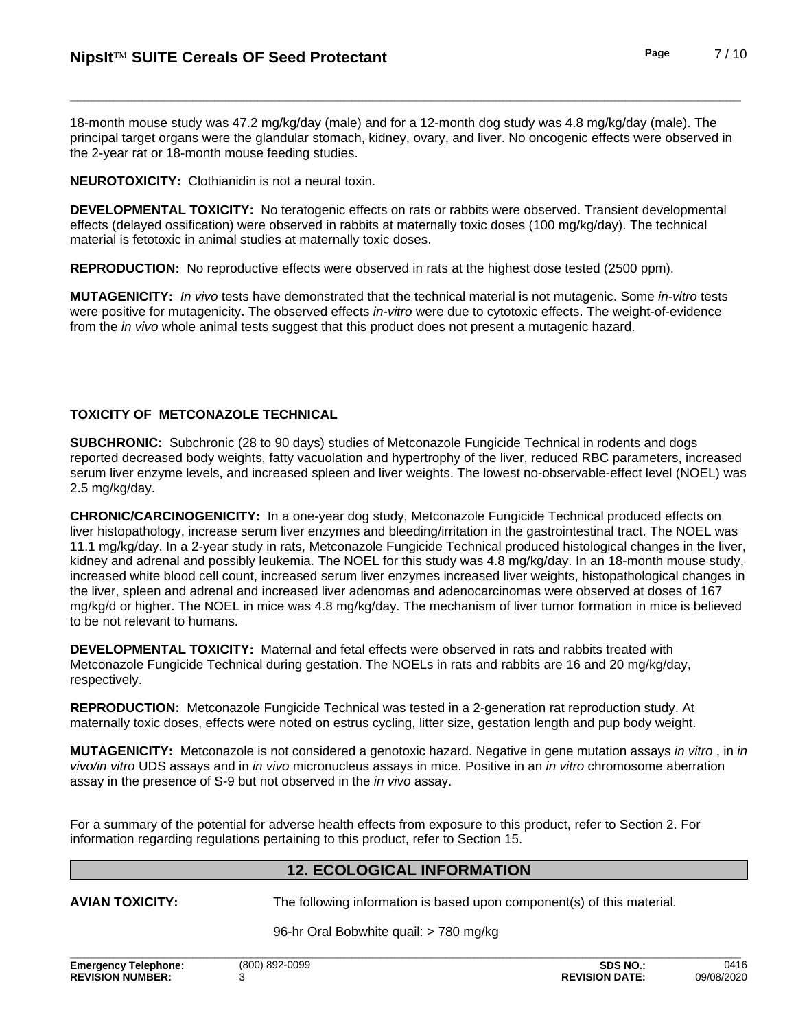18-month mouse study was 47.2 mg/kg/day (male) and for a 12-month dog study was 4.8 mg/kg/day (male). The principal target organs were the glandular stomach, kidney, ovary, and liver. No oncogenic effects were observed in the 2-year rat or 18-month mouse feeding studies.

**NEUROTOXICITY:** Clothianidin is not a neural toxin.

**DEVELOPMENTAL TOXICITY:** No teratogenic effects on rats or rabbits were observed. Transient developmental effects (delayed ossification) were observed in rabbits at maternally toxic doses (100 mg/kg/day). The technical material is fetotoxic in animal studies at maternally toxic doses.

**REPRODUCTION:** No reproductive effects were observed in rats at the highest dose tested (2500 ppm).

**MUTAGENICITY:** *In vivo* tests have demonstrated that the technical material is not mutagenic. Some *in-vitro* tests were positive for mutagenicity. The observed effects *in-vitro* were due to cytotoxic effects. The weight-of-evidence from the *in vivo* whole animal tests suggest that this product does not present a mutagenic hazard.

**TOXICITY OF METCONAZOLE TECHNICAL**

**SUBCHRONIC:** Subchronic (28 to 90 days) studies of Metconazole Fungicide Technical in rodents and dogs reported decreased body weights, fatty vacuolation and hypertrophy of the liver, reduced RBC parameters, increased serum liver enzyme levels, and increased spleen and liver weights. The lowest no-observable-effect level (NOEL) was 2.5 mg/kg/day.

**CHRONIC/CARCINOGENICITY:** In a one-year dog study, Metconazole Fungicide Technical produced effects on liver histopathology, increase serum liver enzymes and bleeding/irritation in the gastrointestinal tract. The NOEL was 11.1 mg/kg/day. In a 2-year study in rats, Metconazole Fungicide Technical produced histological changes in the liver, kidney and adrenal and possibly leukemia. The NOEL for this study was 4.8 mg/kg/day. In an 18-month mouse study, increased white blood cell count, increased serum liver enzymes increased liver weights, histopathological changes in the liver, spleen and adrenal and increased liver adenomas and adenocarcinomas were observed at doses of 167 mg/kg/d or higher. The NOEL in mice was 4.8 mg/kg/day. The mechanism of liver tumor formation in mice is believed to be not relevant to humans.

**DEVELOPMENTAL TOXICITY:** Maternal and fetal effects were observed in rats and rabbits treated with Metconazole Fungicide Technical during gestation. The NOELs in rats and rabbits are 16 and 20 mg/kg/day, respectively.

**REPRODUCTION:** Metconazole Fungicide Technical was tested in a 2-generation rat reproduction study. At maternally toxic doses, effects were noted on estrus cycling, litter size, gestation length and pup body weight.

**MUTAGENICITY:** Metconazole is not considered a genotoxic hazard. Negative in gene mutation assays *in vitro* , in *in vivo/in vitro* UDS assays and in *in vivo* micronucleus assays in mice. Positive in an *in vitro* chromosome aberration assay in the presence of S-9 but not observed in the *in vivo* assay.

For a summary of the potential for adverse health effects from exposure to this product, refer to Section 2. For information regarding regulations pertaining to this product, refer to Section 15.

## 12. ECOLOGICAL INFORMATION

**AVIAN TOXICITY:** The following information is based upon component(s) of this material.

96-hr Oral Bobwhite quail: > 780 mg/kg

**Emergency Telephone:** (800) 892-0099 **SDS NO.:** 0416
**REVISION NUMBER:** 3 **REVISION DATE:** 09/08/2020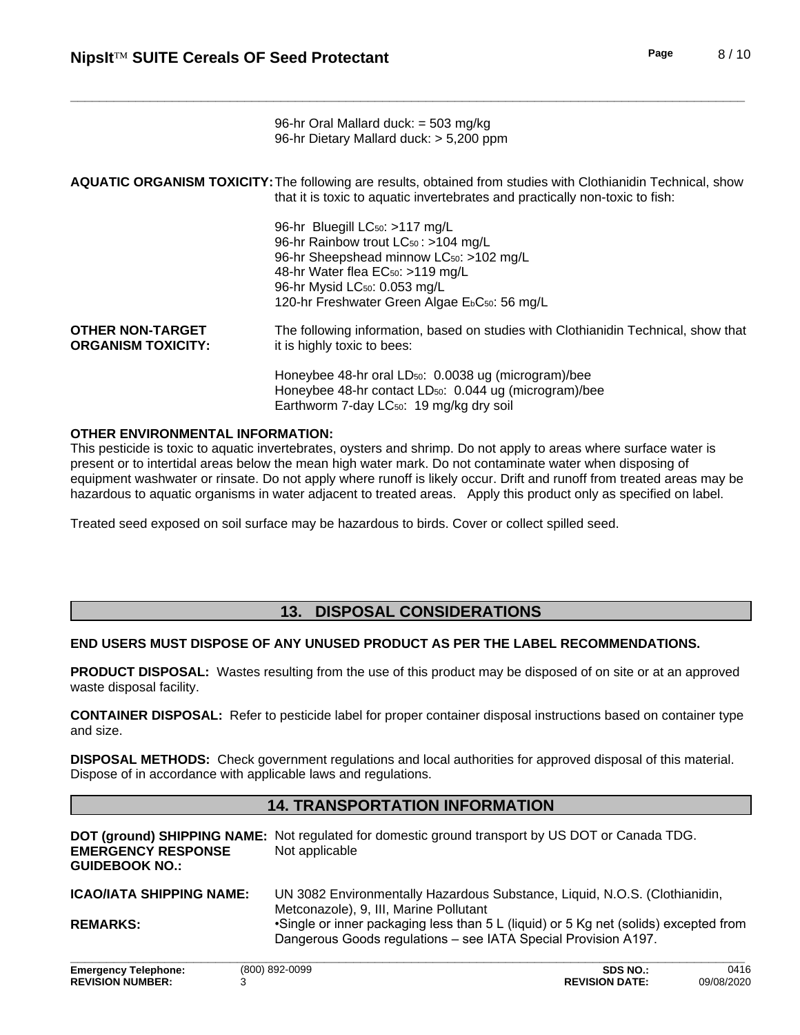96-hr Oral Mallard duck: = 503 mg/kg
96-hr Dietary Mallard duck: > 5,200 ppm

**AQUATIC ORGANISM TOXICITY:** The following are results, obtained from studies with Clothianidin Technical, show that it is toxic to aquatic invertebrates and practically non-toxic to fish:

96-hr Bluegill $LC_{50}$: >117 mg/L
96-hr Rainbow trout $LC_{50}$ : >104 mg/L
96-hr Sheepshead minnow $LC_{50}$: >102 mg/L
48-hr Water flea $EC_{50}$: >119 mg/L
96-hr Mysid $LC_{50}$: 0.053 mg/L
120-hr Freshwater Green Algae $E_bC_{50}$: 56 mg/L

**OTHER NON-TARGET ORGANISM TOXICITY:** The following information, based on studies with Clothianidin Technical, show that it is highly toxic to bees:

Honeybee 48-hr oral $LD_{50}$: 0.0038 ug (microgram)/bee
Honeybee 48-hr contact $LD_{50}$: 0.044 ug (microgram)/bee
Earthworm 7-day $LC_{50}$: 19 mg/kg dry soil

**OTHER ENVIRONMENTAL INFORMATION:**
This pesticide is toxic to aquatic invertebrates, oysters and shrimp. Do not apply to areas where surface water is present or to intertidal areas below the mean high water mark. Do not contaminate water when disposing of equipment washwater or rinsate. Do not apply where runoff is likely occur. Drift and runoff from treated areas may be hazardous to aquatic organisms in water adjacent to treated areas. Apply this product only as specified on label.

Treated seed exposed on soil surface may be hazardous to birds. Cover or collect spilled seed.

## 13. DISPOSAL CONSIDERATIONS

**END USERS MUST DISPOSE OF ANY UNUSED PRODUCT AS PER THE LABEL RECOMMENDATIONS.**

**PRODUCT DISPOSAL:** Wastes resulting from the use of this product may be disposed of on site or at an approved waste disposal facility.

**CONTAINER DISPOSAL:** Refer to pesticide label for proper container disposal instructions based on container type and size.

**DISPOSAL METHODS:** Check government regulations and local authorities for approved disposal of this material. Dispose of in accordance with applicable laws and regulations.

## 14. TRANSPORTATION INFORMATION

**DOT (ground) SHIPPING NAME:** Not regulated for domestic ground transport by US DOT or Canada TDG.

**EMERGENCY RESPONSE GUIDEBOOK NO.:** Not applicable

**ICAO/IATA SHIPPING NAME:** UN 3082 Environmentally Hazardous Substance, Liquid, N.O.S. (Clothianidin, Metconazole), 9, III, Marine Pollutant

**REMARKS:** •Single or inner packaging less than 5 L (liquid) or 5 Kg net (solids) excepted from Dangerous Goods regulations – see IATA Special Provision A197.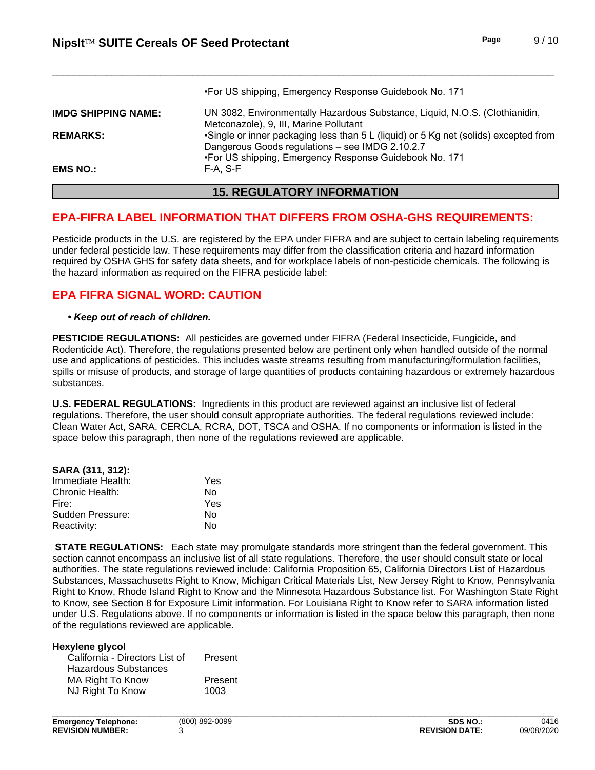•For US shipping, Emergency Response Guidebook No. 171

| | |
|---|---|
| **IMDG SHIPPING NAME:** | UN 3082, Environmentally Hazardous Substance, Liquid, N.O.S. (Clothianidin, Metconazole), 9, III, Marine Pollutant |
| **REMARKS:** | •Single or inner packaging less than 5 L (liquid) or 5 Kg net (solids) excepted from Dangerous Goods regulations – see IMDG 2.10.2.7<br>•For US shipping, Emergency Response Guidebook No. 171 |
| **EMS NO.:** | F-A, S-F |

## 15. REGULATORY INFORMATION

## EPA-FIFRA LABEL INFORMATION THAT DIFFERS FROM OSHA-GHS REQUIREMENTS:

Pesticide products in the U.S. are registered by the EPA under FIFRA and are subject to certain labeling requirements under federal pesticide law. These requirements may differ from the classification criteria and hazard information required by OSHA GHS for safety data sheets, and for workplace labels of non-pesticide chemicals. The following is the hazard information as required on the FIFRA pesticide label:

## EPA FIFRA SIGNAL WORD: CAUTION

- ***Keep out of reach of children.***

**PESTICIDE REGULATIONS:** All pesticides are governed under FIFRA (Federal Insecticide, Fungicide, and Rodenticide Act). Therefore, the regulations presented below are pertinent only when handled outside of the normal use and applications of pesticides. This includes waste streams resulting from manufacturing/formulation facilities, spills or misuse of products, and storage of large quantities of products containing hazardous or extremely hazardous substances.

**U.S. FEDERAL REGULATIONS:** Ingredients in this product are reviewed against an inclusive list of federal regulations. Therefore, the user should consult appropriate authorities. The federal regulations reviewed include: Clean Water Act, SARA, CERCLA, RCRA, DOT, TSCA and OSHA. If no components or information is listed in the space below this paragraph, then none of the regulations reviewed are applicable.

**SARA (311, 312):**

| | |
|---|---|
| Immediate Health: | Yes |
| Chronic Health: | No |
| Fire: | Yes |
| Sudden Pressure: | No |
| Reactivity: | No |

**STATE REGULATIONS:** Each state may promulgate standards more stringent than the federal government. This section cannot encompass an inclusive list of all state regulations. Therefore, the user should consult state or local authorities. The state regulations reviewed include: California Proposition 65, California Directors List of Hazardous Substances, Massachusetts Right to Know, Michigan Critical Materials List, New Jersey Right to Know, Pennsylvania Right to Know, Rhode Island Right to Know and the Minnesota Hazardous Substance list. For Washington State Right to Know, see Section 8 for Exposure Limit information. For Louisiana Right to Know refer to SARA information listed under U.S. Regulations above. If no components or information is listed in the space below this paragraph, then none of the regulations reviewed are applicable.

**Hexylene glycol**

| | |
|---|---|
| California - Directors List of Hazardous Substances | Present |
| MA Right To Know | Present |
| NJ Right To Know | 1003 |

| | | | |
|---|---|---|---|
| **Emergency Telephone:** | (800) 892-0099 | **SDS NO.:** | 0416 |
| **REVISION NUMBER:** | 3 | **REVISION DATE:** | 09/08/2020 |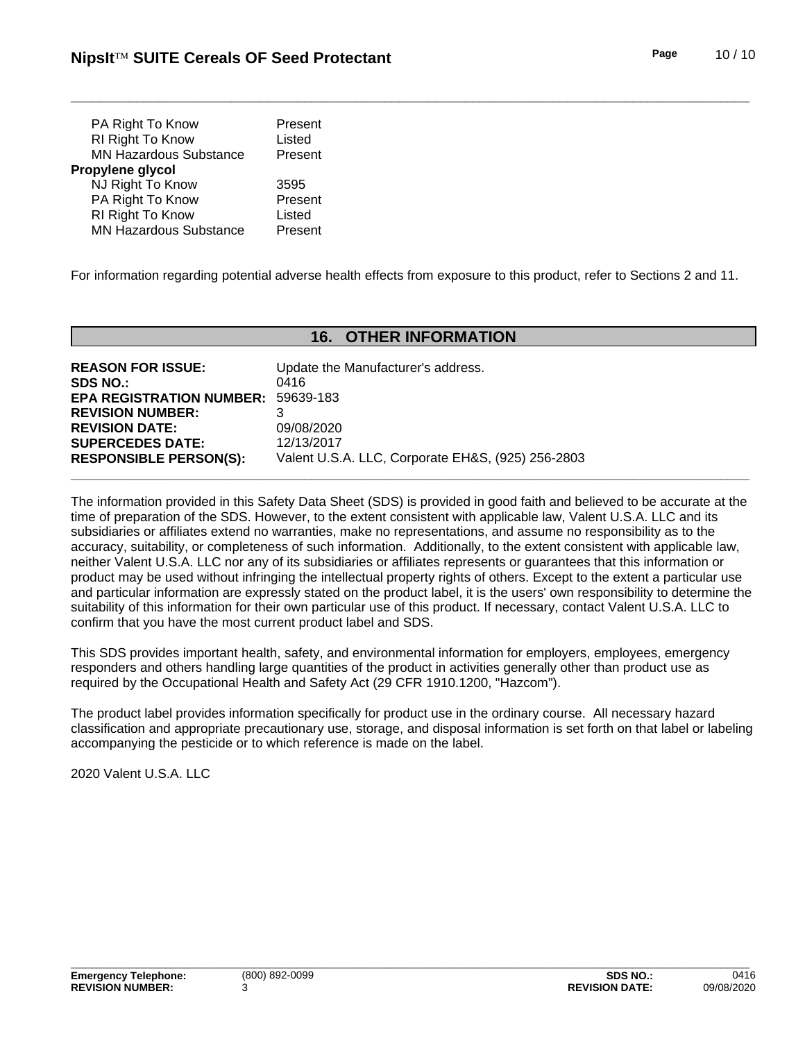| | |
|---|---|
| PA Right To Know | Present |
| RI Right To Know | Listed |
| MN Hazardous Substance | Present |
| **Propylene glycol** | |
| NJ Right To Know | 3595 |
| PA Right To Know | Present |
| RI Right To Know | Listed |
| MN Hazardous Substance | Present |

For information regarding potential adverse health effects from exposure to this product, refer to Sections 2 and 11.

## 16. OTHER INFORMATION

| | |
|---|---|
| **REASON FOR ISSUE:** | Update the Manufacturer's address. |
| **SDS NO.:** | 0416 |
| **EPA REGISTRATION NUMBER:** | 59639-183 |
| **REVISION NUMBER:** | 3 |
| **REVISION DATE:** | 09/08/2020 |
| **SUPERCEDES DATE:** | 12/13/2017 |
| **RESPONSIBLE PERSON(S):** | Valent U.S.A. LLC, Corporate EH&S, (925) 256-2803 |

The information provided in this Safety Data Sheet (SDS) is provided in good faith and believed to be accurate at the time of preparation of the SDS. However, to the extent consistent with applicable law, Valent U.S.A. LLC and its subsidiaries or affiliates extend no warranties, make no representations, and assume no responsibility as to the accuracy, suitability, or completeness of such information. Additionally, to the extent consistent with applicable law, neither Valent U.S.A. LLC nor any of its subsidiaries or affiliates represents or guarantees that this information or product may be used without infringing the intellectual property rights of others. Except to the extent a particular use and particular information are expressly stated on the product label, it is the users' own responsibility to determine the suitability of this information for their own particular use of this product. If necessary, contact Valent U.S.A. LLC to confirm that you have the most current product label and SDS.

This SDS provides important health, safety, and environmental information for employers, employees, emergency responders and others handling large quantities of the product in activities generally other than product use as required by the Occupational Health and Safety Act (29 CFR 1910.1200, "Hazcom").

The product label provides information specifically for product use in the ordinary course. All necessary hazard classification and appropriate precautionary use, storage, and disposal information is set forth on that label or labeling accompanying the pesticide or to which reference is made on the label.

2020 Valent U.S.A. LLC